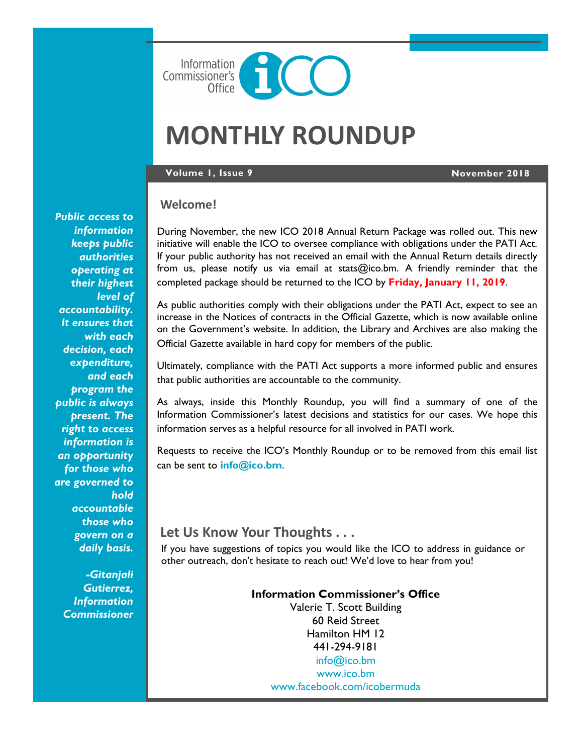Information Commissioner's Office

# MONTHLY ROUNDUP

**Volume 1, Issue 9** **November 2018**

## Welcome!

During November, the new ICO 2018 Annual Return Package was rolled out. This new initiative will enable the ICO to oversee compliance with obligations under the PATI Act. If your public authority has not received an email with the Annual Return details directly from us, please notify us via email at stats@ico.bm. A friendly reminder that the completed package should be returned to the ICO by **Friday, January 11, 2019**.

As public authorities comply with their obligations under the PATI Act, expect to see an increase in the Notices of contracts in the Official Gazette, which is now available online on the Government's website. In addition, the Library and Archives are also making the Official Gazette available in hard copy for members of the public.

Ultimately, compliance with the PATI Act supports a more informed public and ensures that public authorities are accountable to the community.

As always, inside this Monthly Roundup, you will find a summary of one of the Information Commissioner's latest decisions and statistics for our cases. We hope this information serves as a helpful resource for all involved in PATI work.

Requests to receive the ICO's Monthly Roundup or to be removed from this email list can be sent to **info@ico.bm**.

*Public access to information keeps public authorities operating at their highest level of accountability. It ensures that with each decision, each expenditure, and each program the public is always present. The right to access information is an opportunity for those who are governed to hold accountable those who govern on a daily basis.*

*-Gitanjali Gutierrez, Information Commissioner*

## Let Us Know Your Thoughts . . .

If you have suggestions of topics you would like the ICO to address in guidance or other outreach, don't hesitate to reach out! We'd love to hear from you!

**Information Commissioner's Office**
Valerie T. Scott Building
60 Reid Street
Hamilton HM 12
441-294-9181
info@ico.bm
www.ico.bm
www.facebook.com/icobermuda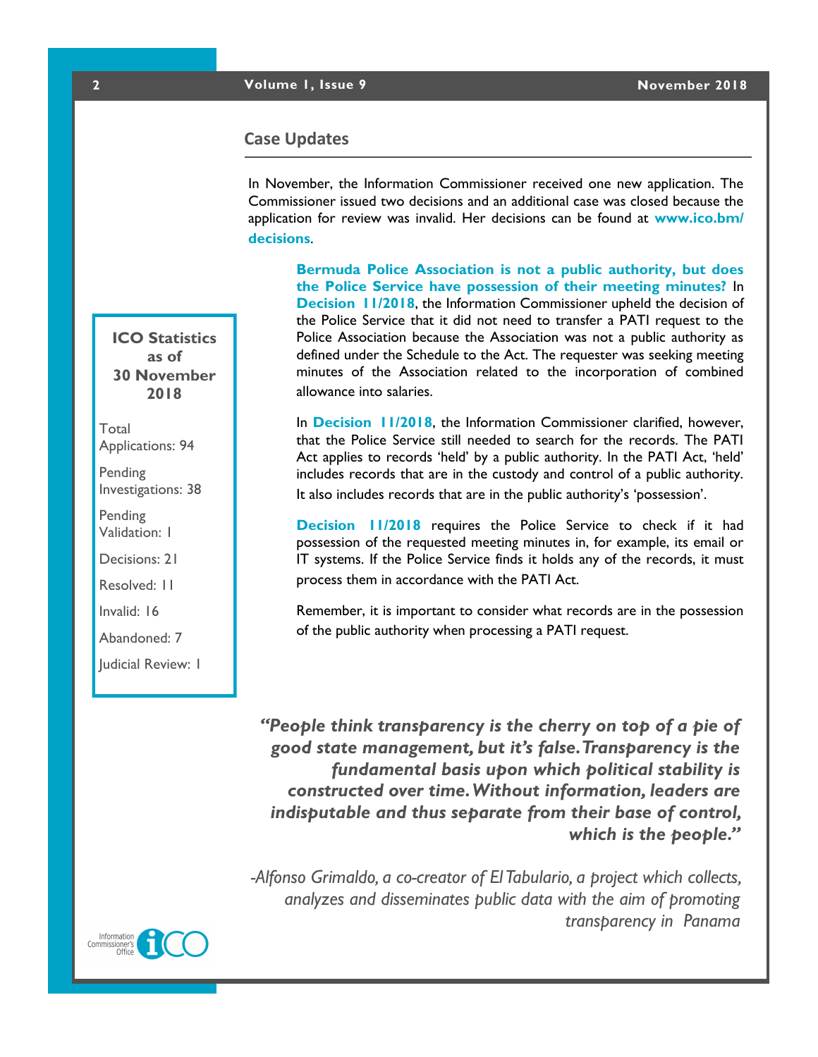## Case Updates

In November, the Information Commissioner received one new application. The Commissioner issued two decisions and an additional case was closed because the application for review was invalid. Her decisions can be found at **www.ico.bm/decisions**.

**Bermuda Police Association is not a public authority, but does the Police Service have possession of their meeting minutes?** In **Decision 11/2018**, the Information Commissioner upheld the decision of the Police Service that it did not need to transfer a PATI request to the Police Association because the Association was not a public authority as defined under the Schedule to the Act. The requester was seeking meeting minutes of the Association related to the incorporation of combined allowance into salaries.

In **Decision 11/2018**, the Information Commissioner clarified, however, that the Police Service still needed to search for the records. The PATI Act applies to records 'held' by a public authority. In the PATI Act, 'held' includes records that are in the custody and control of a public authority. It also includes records that are in the public authority's 'possession'.

**Decision 11/2018** requires the Police Service to check if it had possession of the requested meeting minutes in, for example, its email or IT systems. If the Police Service finds it holds any of the records, it must process them in accordance with the PATI Act.

Remember, it is important to consider what records are in the possession of the public authority when processing a PATI request.

**ICO Statistics as of 30 November 2018**

Total Applications: 94

Pending Investigations: 38

Pending Validation: 1

Decisions: 21

Resolved: 11

Invalid: 16

Abandoned: 7

Judicial Review: 1

***"People think transparency is the cherry on top of a pie of good state management, but it's false. Transparency is the fundamental basis upon which political stability is constructed over time. Without information, leaders are indisputable and thus separate from their base of control, which is the people."***

*-Alfonso Grimaldo, a co-creator of El Tabulario, a project which collects, analyzes and disseminates public data with the aim of promoting transparency in Panama*

Information Commissioner's Office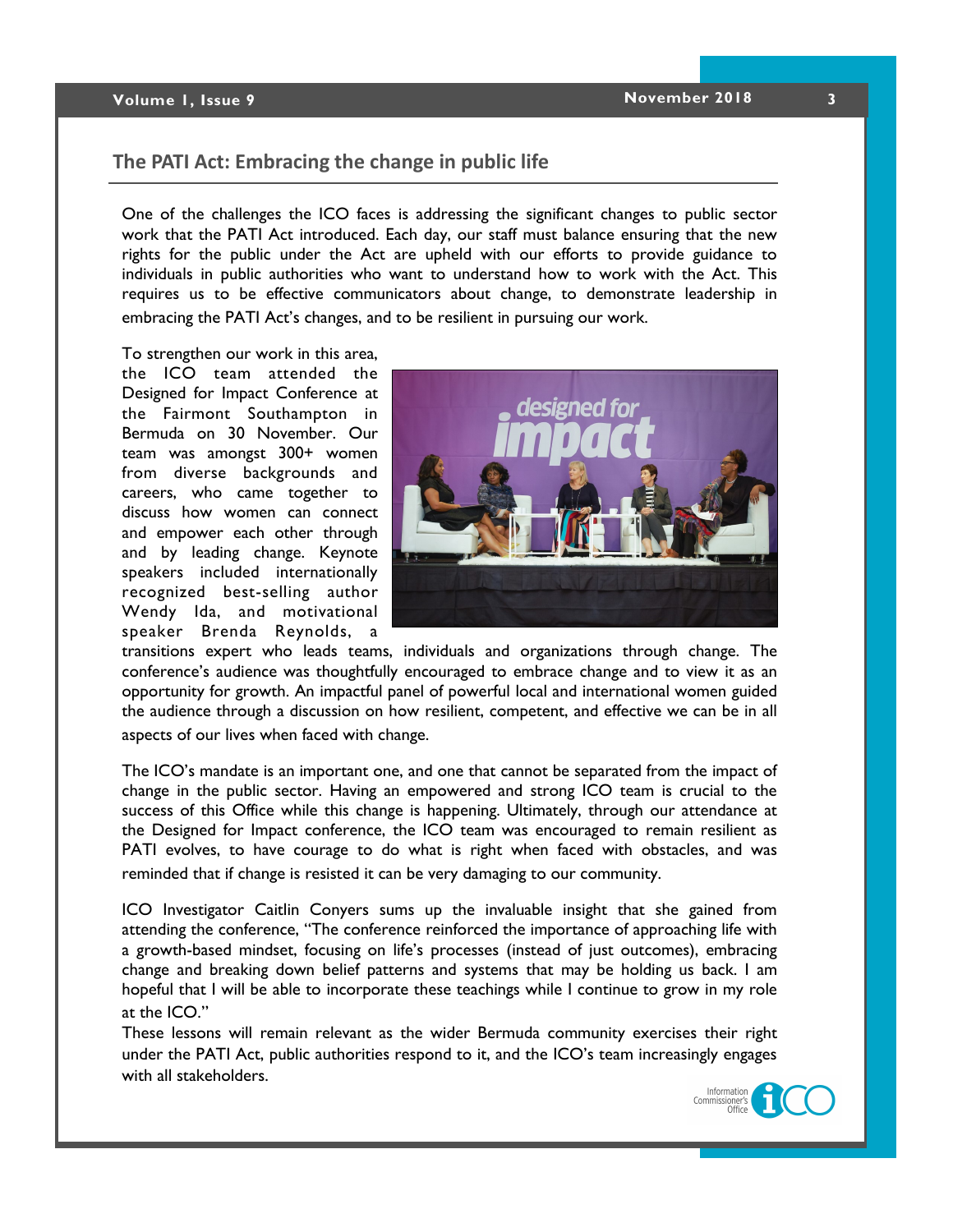## The PATI Act: Embracing the change in public life

One of the challenges the ICO faces is addressing the significant changes to public sector work that the PATI Act introduced. Each day, our staff must balance ensuring that the new rights for the public under the Act are upheld with our efforts to provide guidance to individuals in public authorities who want to understand how to work with the Act. This requires us to be effective communicators about change, to demonstrate leadership in embracing the PATI Act's changes, and to be resilient in pursuing our work.

To strengthen our work in this area, the ICO team attended the Designed for Impact Conference at the Fairmont Southampton in Bermuda on 30 November. Our team was amongst 300+ women from diverse backgrounds and careers, who came together to discuss how women can connect and empower each other through and by leading change. Keynote speakers included internationally recognized best-selling author Wendy Ida, and motivational speaker Brenda Reynolds, a transitions expert who leads teams, individuals and organizations through change. The conference's audience was thoughtfully encouraged to embrace change and to view it as an opportunity for growth. An impactful panel of powerful local and international women guided the audience through a discussion on how resilient, competent, and effective we can be in all aspects of our lives when faced with change.

The ICO's mandate is an important one, and one that cannot be separated from the impact of change in the public sector. Having an empowered and strong ICO team is crucial to the success of this Office while this change is happening. Ultimately, through our attendance at the Designed for Impact conference, the ICO team was encouraged to remain resilient as PATI evolves, to have courage to do what is right when faced with obstacles, and was reminded that if change is resisted it can be very damaging to our community.

ICO Investigator Caitlin Conyers sums up the invaluable insight that she gained from attending the conference, "The conference reinforced the importance of approaching life with a growth-based mindset, focusing on life's processes (instead of just outcomes), embracing change and breaking down belief patterns and systems that may be holding us back. I am hopeful that I will be able to incorporate these teachings while I continue to grow in my role at the ICO."

These lessons will remain relevant as the wider Bermuda community exercises their right under the PATI Act, public authorities respond to it, and the ICO's team increasingly engages with all stakeholders.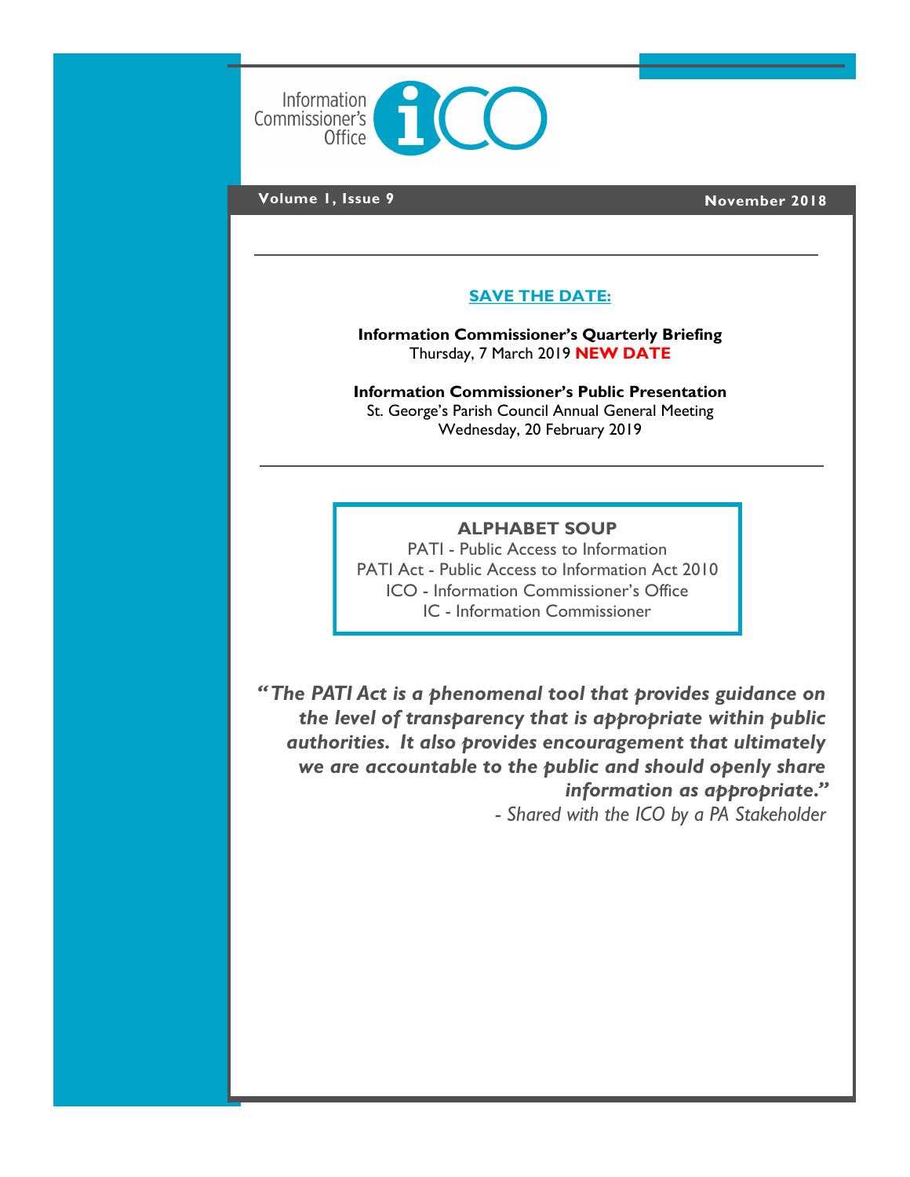## SAVE THE DATE:

**Information Commissioner's Quarterly Briefing**
Thursday, 7 March 2019 **NEW DATE**

**Information Commissioner's Public Presentation**
St. George's Parish Council Annual General Meeting
Wednesday, 20 February 2019

---

### ALPHABET SOUP

PATI - Public Access to Information
PATI Act - Public Access to Information Act 2010
ICO - Information Commissioner's Office
IC - Information Commissioner

***"The PATI Act is a phenomenal tool that provides guidance on the level of transparency that is appropriate within public authorities. It also provides encouragement that ultimately we are accountable to the public and should openly share information as appropriate."***

*- Shared with the ICO by a PA Stakeholder*